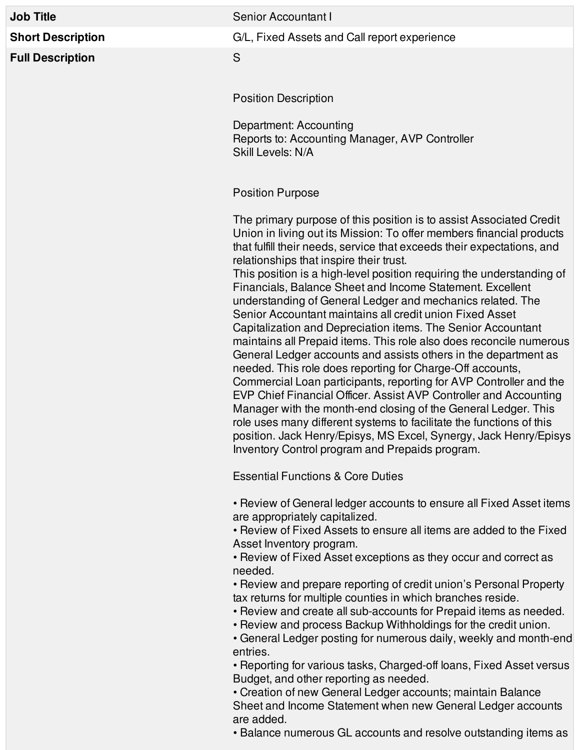| | |
|---|---|
| **Job Title** | Senior Accountant I |
| **Short Description** | G/L, Fixed Assets and Call report experience |
| **Full Description** | S |

Position Description

Department: Accounting
Reports to: Accounting Manager, AVP Controller
Skill Levels: N/A

Position Purpose

The primary purpose of this position is to assist Associated Credit Union in living out its Mission: To offer members financial products that fulfill their needs, service that exceeds their expectations, and relationships that inspire their trust.
This position is a high-level position requiring the understanding of Financials, Balance Sheet and Income Statement. Excellent understanding of General Ledger and mechanics related. The Senior Accountant maintains all credit union Fixed Asset Capitalization and Depreciation items. The Senior Accountant maintains all Prepaid items. This role also does reconcile numerous General Ledger accounts and assists others in the department as needed. This role does reporting for Charge-Off accounts, Commercial Loan participants, reporting for AVP Controller and the EVP Chief Financial Officer. Assist AVP Controller and Accounting Manager with the month-end closing of the General Ledger. This role uses many different systems to facilitate the functions of this position. Jack Henry/Episys, MS Excel, Synergy, Jack Henry/Episys Inventory Control program and Prepaids program.

Essential Functions & Core Duties

- Review of General ledger accounts to ensure all Fixed Asset items are appropriately capitalized.
- Review of Fixed Assets to ensure all items are added to the Fixed Asset Inventory program.
- Review of Fixed Asset exceptions as they occur and correct as needed.
- Review and prepare reporting of credit union's Personal Property tax returns for multiple counties in which branches reside.
- Review and create all sub-accounts for Prepaid items as needed.
- Review and process Backup Withholdings for the credit union.
- General Ledger posting for numerous daily, weekly and month-end entries.
- Reporting for various tasks, Charged-off loans, Fixed Asset versus Budget, and other reporting as needed.
- Creation of new General Ledger accounts; maintain Balance Sheet and Income Statement when new General Ledger accounts are added.
- Balance numerous GL accounts and resolve outstanding items as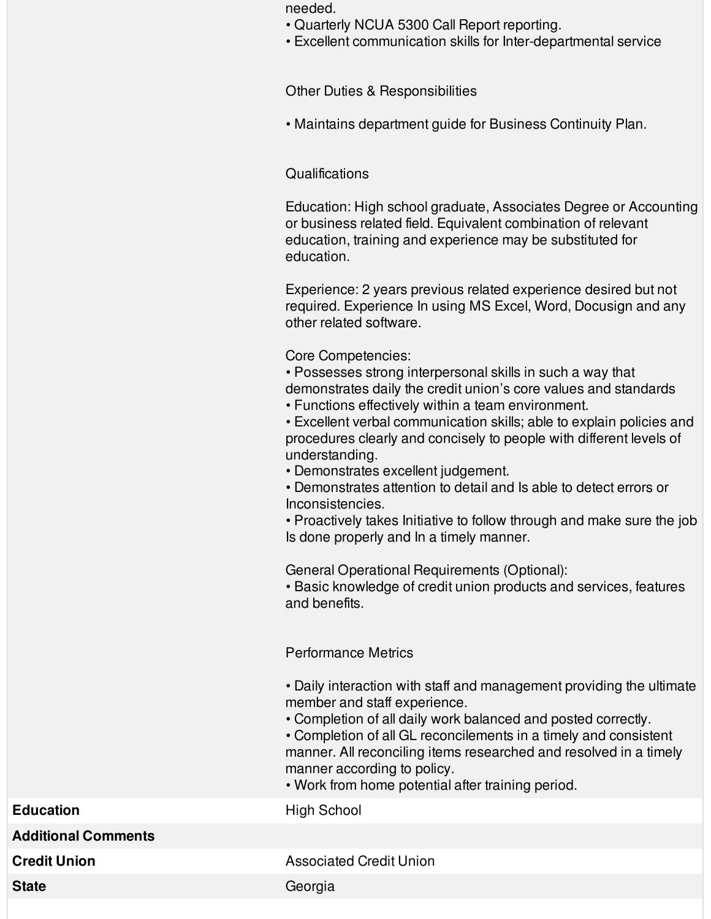needed.
• Quarterly NCUA 5300 Call Report reporting.
• Excellent communication skills for Inter-departmental service

Other Duties & Responsibilities

• Maintains department guide for Business Continuity Plan.

Qualifications

Education: High school graduate, Associates Degree or Accounting or business related field. Equivalent combination of relevant education, training and experience may be substituted for education.

Experience: 2 years previous related experience desired but not required. Experience In using MS Excel, Word, Docusign and any other related software.

Core Competencies:
• Possesses strong interpersonal skills in such a way that demonstrates daily the credit union's core values and standards
• Functions effectively within a team environment.
• Excellent verbal communication skills; able to explain policies and procedures clearly and concisely to people with different levels of understanding.
• Demonstrates excellent judgement.
• Demonstrates attention to detail and Is able to detect errors or Inconsistencies.
• Proactively takes Initiative to follow through and make sure the job Is done properly and In a timely manner.

General Operational Requirements (Optional):
• Basic knowledge of credit union products and services, features and benefits.

Performance Metrics

• Daily interaction with staff and management providing the ultimate member and staff experience.
• Completion of all daily work balanced and posted correctly.
• Completion of all GL reconcilements in a timely and consistent manner. All reconciling items researched and resolved in a timely manner according to policy.
• Work from home potential after training period.

| | |
|---|---|
| **Education** | High School |
| **Additional Comments** | |
| **Credit Union** | Associated Credit Union |
| **State** | Georgia |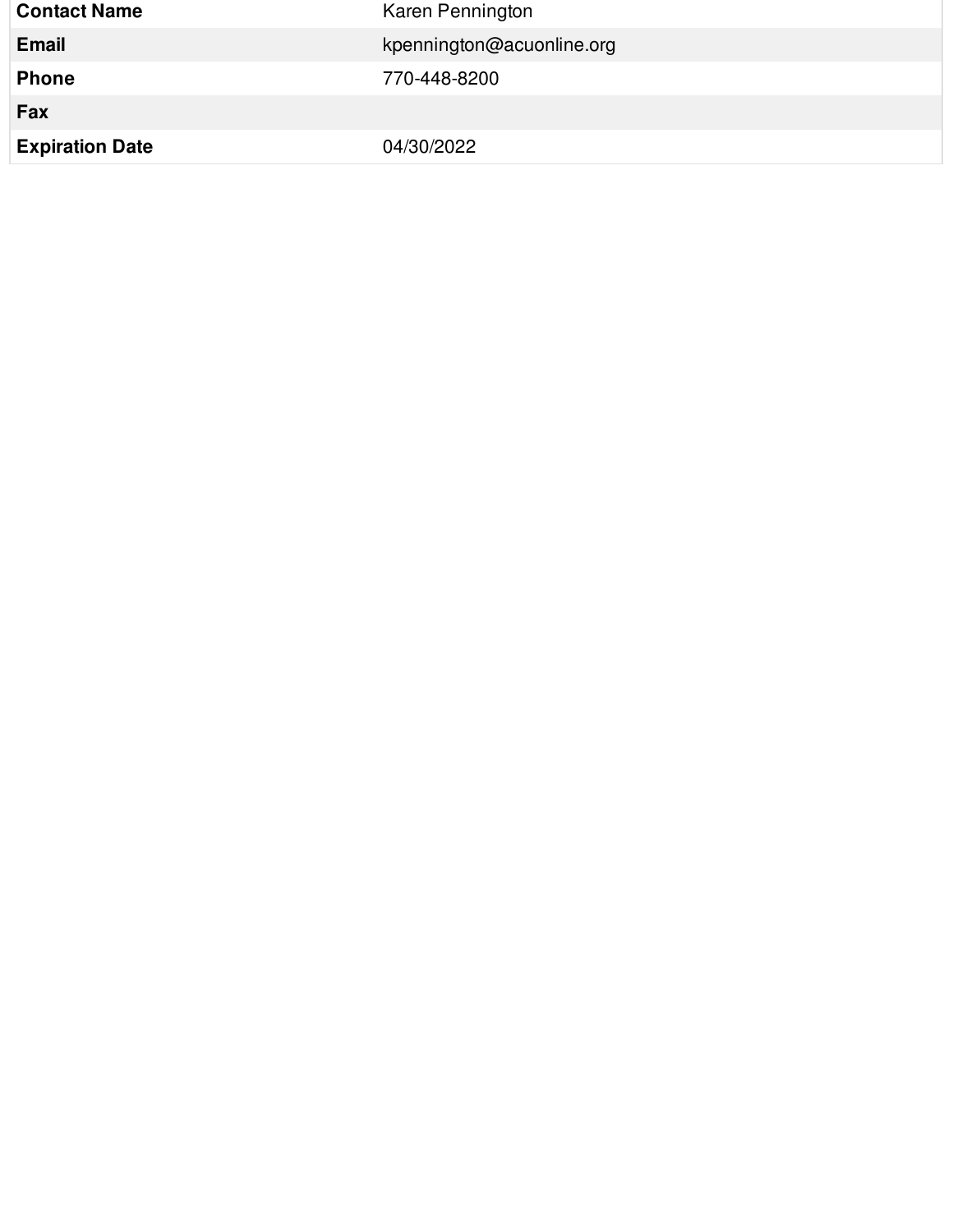| | |
|---|---|
| **Contact Name** | Karen Pennington |
| **Email** | kpennington@acuonline.org |
| **Phone** | 770-448-8200 |
| **Fax** | |
| **Expiration Date** | 04/30/2022 |